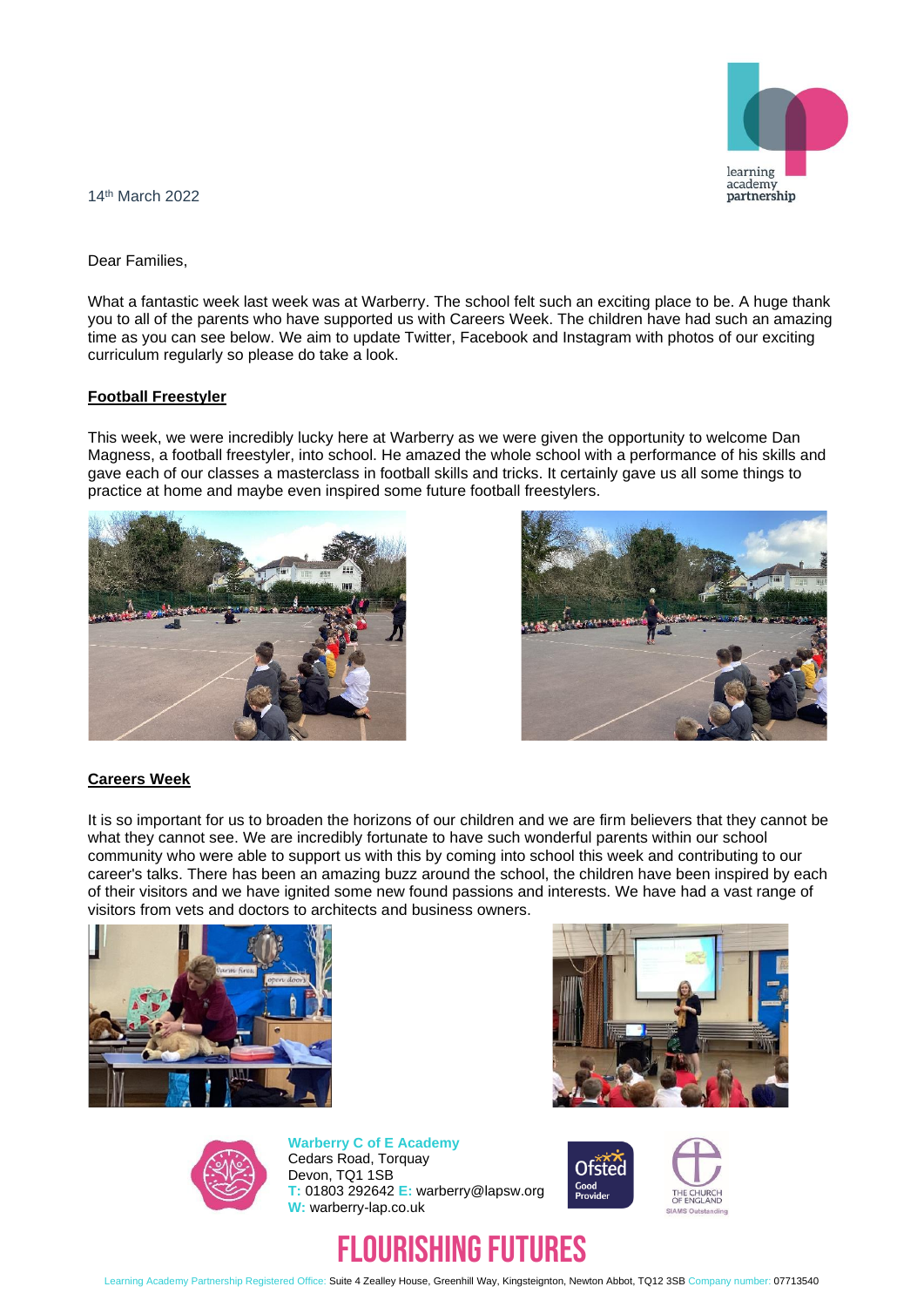14th March 2022

Dear Families,

What a fantastic week last week was at Warberry. The school felt such an exciting place to be. A huge thank you to all of the parents who have supported us with Careers Week. The children have had such an amazing time as you can see below. We aim to update Twitter, Facebook and Instagram with photos of our exciting curriculum regularly so please do take a look.

## Football Freestyler

This week, we were incredibly lucky here at Warberry as we were given the opportunity to welcome Dan Magness, a football freestyler, into school. He amazed the whole school with a performance of his skills and gave each of our classes a masterclass in football skills and tricks. It certainly gave us all some things to practice at home and maybe even inspired some future football freestylers.

## Careers Week

It is so important for us to broaden the horizons of our children and we are firm believers that they cannot be what they cannot see. We are incredibly fortunate to have such wonderful parents within our school community who were able to support us with this by coming into school this week and contributing to our career's talks. There has been an amazing buzz around the school, the children have been inspired by each of their visitors and we have ignited some new found passions and interests. We have had a vast range of visitors from vets and doctors to architects and business owners.

**Warberry C of E Academy**
Cedars Road, Torquay
Devon, TQ1 1SB
T: 01803 292642 E: warberry@lapsw.org
W: warberry-lap.co.uk

**FLOURISHING FUTURES**

Learning Academy Partnership Registered Office: Suite 4 Zealley House, Greenhill Way, Kingsteignton, Newton Abbot, TQ12 3SB Company number: 07713540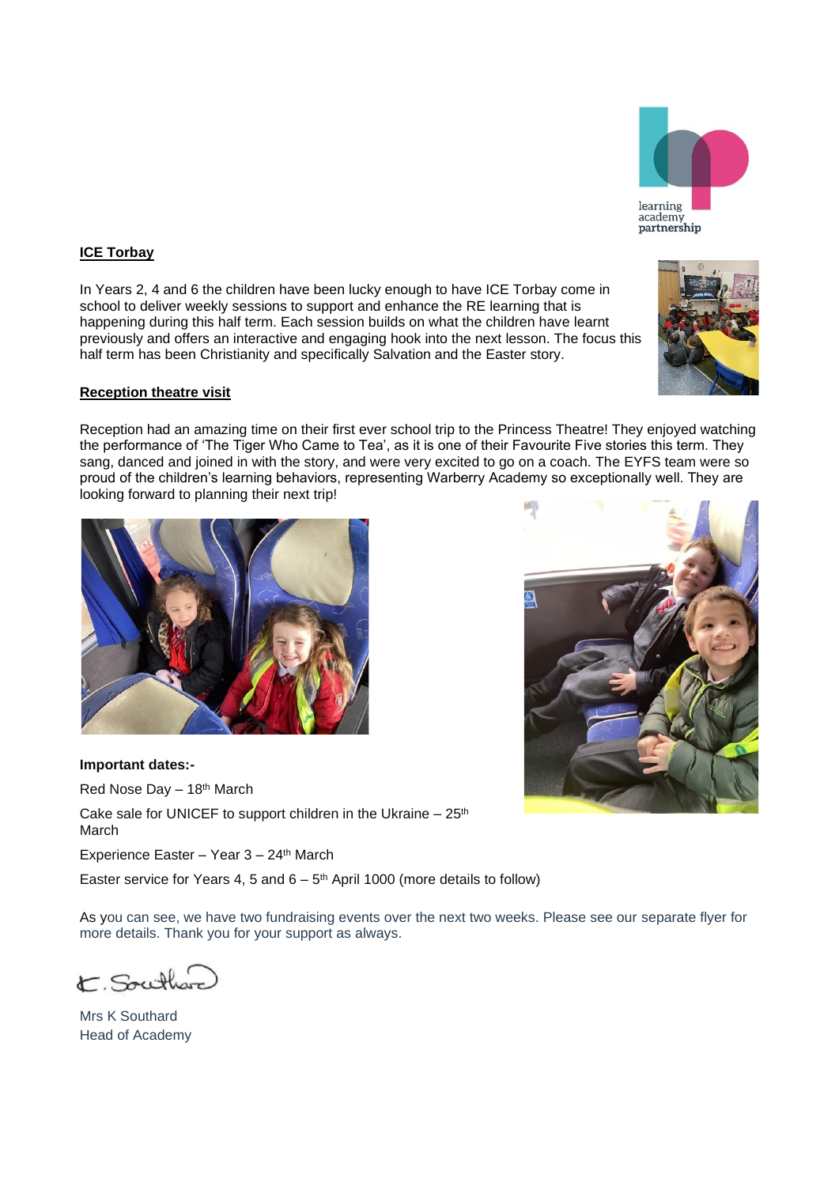**ICE Torbay**

In Years 2, 4 and 6 the children have been lucky enough to have ICE Torbay come in school to deliver weekly sessions to support and enhance the RE learning that is happening during this half term. Each session builds on what the children have learnt previously and offers an interactive and engaging hook into the next lesson. The focus this half term has been Christianity and specifically Salvation and the Easter story.

**Reception theatre visit**

Reception had an amazing time on their first ever school trip to the Princess Theatre! They enjoyed watching the performance of 'The Tiger Who Came to Tea', as it is one of their Favourite Five stories this term. They sang, danced and joined in with the story, and were very excited to go on a coach. The EYFS team were so proud of the children's learning behaviors, representing Warberry Academy so exceptionally well. They are looking forward to planning their next trip!

**Important dates:-**

Red Nose Day – 18th March

Cake sale for UNICEF to support children in the Ukraine – 25th March

Experience Easter – Year 3 – 24th March

Easter service for Years 4, 5 and 6 – 5th April 1000 (more details to follow)

As you can see, we have two fundraising events over the next two weeks. Please see our separate flyer for more details. Thank you for your support as always.

K. Southard

Mrs K Southard
Head of Academy